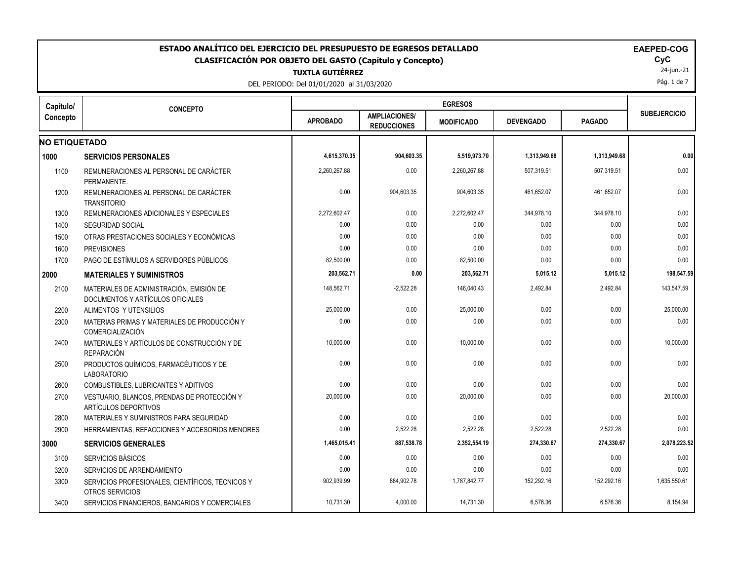# ESTADO ANALÍTICO DEL EJERCICIO DEL PRESUPUESTO DE EGRESOS DETALLADO

## CLASIFICACIÓN POR OBJETO DEL GASTO (Capítulo y Concepto)

**TUXTLA GUTIÉRREZ**

DEL PERIODO: Del 01/01/2020 al 31/03/2020

**EAEPED-COG**
**CyC**
24-jun.-21

| Capítulo/ Concepto | CONCEPTO | EGRESOS | | | | | SUBEJERCICIO |
|---|---|---|---|---|---|---|---|
| | | APROBADO | AMPLIACIONES/ REDUCCIONES | MODIFICADO | DEVENGADO | PAGADO | |
| **NO ETIQUETADO** | | | | | | | |
| **1000** | **SERVICIOS PERSONALES** | **4,615,370.35** | **904,603.35** | **5,519,973.70** | **1,313,949.68** | **1,313,949.68** | **0.00** |
| 1100 | REMUNERACIONES AL PERSONAL DE CARÁCTER PERMANENTE. | 2,260,267.88 | 0.00 | 2,260,267.88 | 507,319.51 | 507,319.51 | 0.00 |
| 1200 | REMUNERACIONES AL PERSONAL DE CARÁCTER TRANSITORIO | 0.00 | 904,603.35 | 904,603.35 | 461,652.07 | 461,652.07 | 0.00 |
| 1300 | REMUNERACIONES ADICIONALES Y ESPECIALES | 2,272,602.47 | 0.00 | 2,272,602.47 | 344,978.10 | 344,978.10 | 0.00 |
| 1400 | SEGURIDAD SOCIAL | 0.00 | 0.00 | 0.00 | 0.00 | 0.00 | 0.00 |
| 1500 | OTRAS PRESTACIONES SOCIALES Y ECONÓMICAS | 0.00 | 0.00 | 0.00 | 0.00 | 0.00 | 0.00 |
| 1600 | PREVISIONES | 0.00 | 0.00 | 0.00 | 0.00 | 0.00 | 0.00 |
| 1700 | PAGO DE ESTÍMULOS A SERVIDORES PÚBLICOS | 82,500.00 | 0.00 | 82,500.00 | 0.00 | 0.00 | 0.00 |
| **2000** | **MATERIALES Y SUMINISTROS** | **203,562.71** | **0.00** | **203,562.71** | **5,015.12** | **5,015.12** | **198,547.59** |
| 2100 | MATERIALES DE ADMINISTRACIÓN, EMISIÓN DE DOCUMENTOS Y ARTÍCULOS OFICIALES | 148,562.71 | -2,522.28 | 146,040.43 | 2,492.84 | 2,492.84 | 143,547.59 |
| 2200 | ALIMENTOS Y UTENSILIOS | 25,000.00 | 0.00 | 25,000.00 | 0.00 | 0.00 | 25,000.00 |
| 2300 | MATERIAS PRIMAS Y MATERIALES DE PRODUCCIÓN Y COMERCIALIZACIÓN | 0.00 | 0.00 | 0.00 | 0.00 | 0.00 | 0.00 |
| 2400 | MATERIALES Y ARTÍCULOS DE CONSTRUCCIÓN Y DE REPARACIÓN | 10,000.00 | 0.00 | 10,000.00 | 0.00 | 0.00 | 10,000.00 |
| 2500 | PRODUCTOS QUÍMICOS, FARMACÉUTICOS Y DE LABORATORIO | 0.00 | 0.00 | 0.00 | 0.00 | 0.00 | 0.00 |
| 2600 | COMBUSTIBLES, LUBRICANTES Y ADITIVOS | 0.00 | 0.00 | 0.00 | 0.00 | 0.00 | 0.00 |
| 2700 | VESTUARIO, BLANCOS, PRENDAS DE PROTECCIÓN Y ARTÍCULOS DEPORTIVOS | 20,000.00 | 0.00 | 20,000.00 | 0.00 | 0.00 | 20,000.00 |
| 2800 | MATERIALES Y SUMINISTROS PARA SEGURIDAD | 0.00 | 0.00 | 0.00 | 0.00 | 0.00 | 0.00 |
| 2900 | HERRAMIENTAS, REFACCIONES Y ACCESORIOS MENORES | 0.00 | 2,522.28 | 2,522.28 | 2,522.28 | 2,522.28 | 0.00 |
| **3000** | **SERVICIOS GENERALES** | **1,465,015.41** | **887,538.78** | **2,352,554.19** | **274,330.67** | **274,330.67** | **2,078,223.52** |
| 3100 | SERVICIOS BÁSICOS | 0.00 | 0.00 | 0.00 | 0.00 | 0.00 | 0.00 |
| 3200 | SERVICIOS DE ARRENDAMIENTO | 0.00 | 0.00 | 0.00 | 0.00 | 0.00 | 0.00 |
| 3300 | SERVICIOS PROFESIONALES, CIENTÍFICOS, TÉCNICOS Y OTROS SERVICIOS | 902,939.99 | 884,902.78 | 1,787,842.77 | 152,292.16 | 152,292.16 | 1,635,550.61 |
| 3400 | SERVICIOS FINANCIEROS, BANCARIOS Y COMERCIALES | 10,731.30 | 4,000.00 | 14,731.30 | 6,576.36 | 6,576.36 | 8,154.94 |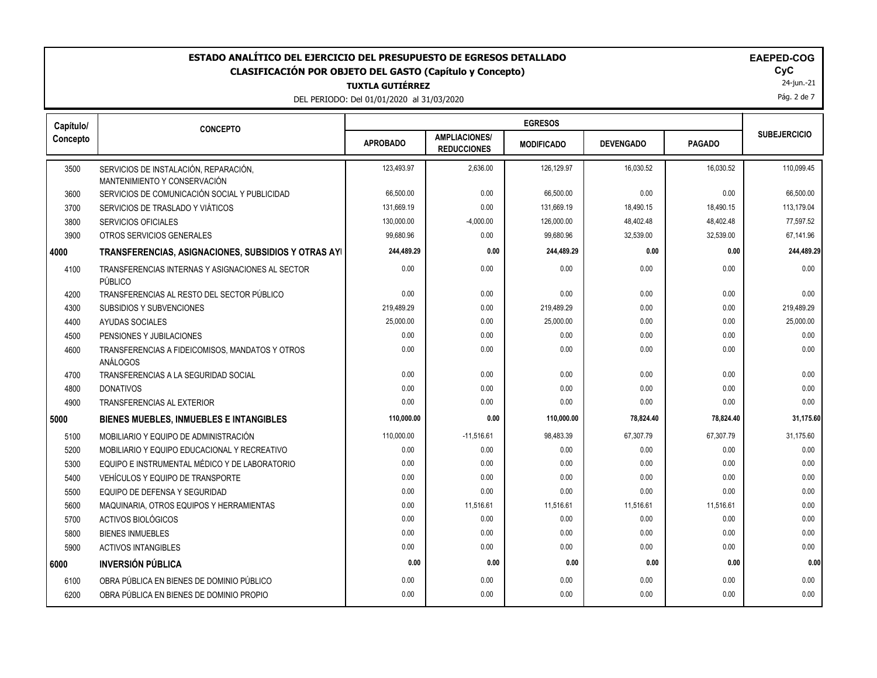# ESTADO ANALÍTICO DEL EJERCICIO DEL PRESUPUESTO DE EGRESOS DETALLADO

## CLASIFICACIÓN POR OBJETO DEL GASTO (Capítulo y Concepto)

**TUXTLA GUTIÉRREZ**

DEL PERIODO: Del 01/01/2020 al 31/03/2020

**EAEPED-COG**
**CyC**
24-jun.-21

| Capítulo/ Concepto | CONCEPTO | EGRESOS | | | | | SUBEJERCICIO |
|---|---|---|---|---|---|---|---|
| | | APROBADO | AMPLIACIONES/ REDUCCIONES | MODIFICADO | DEVENGADO | PAGADO | |
| 3500 | SERVICIOS DE INSTALACIÓN, REPARACIÓN, MANTENIMIENTO Y CONSERVACIÓN | 123,493.97 | 2,636.00 | 126,129.97 | 16,030.52 | 16,030.52 | 110,099.45 |
| 3600 | SERVICIOS DE COMUNICACIÓN SOCIAL Y PUBLICIDAD | 66,500.00 | 0.00 | 66,500.00 | 0.00 | 0.00 | 66,500.00 |
| 3700 | SERVICIOS DE TRASLADO Y VIÁTICOS | 131,669.19 | 0.00 | 131,669.19 | 18,490.15 | 18,490.15 | 113,179.04 |
| 3800 | SERVICIOS OFICIALES | 130,000.00 | -4,000.00 | 126,000.00 | 48,402.48 | 48,402.48 | 77,597.52 |
| 3900 | OTROS SERVICIOS GENERALES | 99,680.96 | 0.00 | 99,680.96 | 32,539.00 | 32,539.00 | 67,141.96 |
| **4000** | **TRANSFERENCIAS, ASIGNACIONES, SUBSIDIOS Y OTRAS AY** | **244,489.29** | **0.00** | **244,489.29** | **0.00** | **0.00** | **244,489.29** |
| 4100 | TRANSFERENCIAS INTERNAS Y ASIGNACIONES AL SECTOR PÚBLICO | 0.00 | 0.00 | 0.00 | 0.00 | 0.00 | 0.00 |
| 4200 | TRANSFERENCIAS AL RESTO DEL SECTOR PÚBLICO | 0.00 | 0.00 | 0.00 | 0.00 | 0.00 | 0.00 |
| 4300 | SUBSIDIOS Y SUBVENCIONES | 219,489.29 | 0.00 | 219,489.29 | 0.00 | 0.00 | 219,489.29 |
| 4400 | AYUDAS SOCIALES | 25,000.00 | 0.00 | 25,000.00 | 0.00 | 0.00 | 25,000.00 |
| 4500 | PENSIONES Y JUBILACIONES | 0.00 | 0.00 | 0.00 | 0.00 | 0.00 | 0.00 |
| 4600 | TRANSFERENCIAS A FIDEICOMISOS, MANDATOS Y OTROS ANÁLOGOS | 0.00 | 0.00 | 0.00 | 0.00 | 0.00 | 0.00 |
| 4700 | TRANSFERENCIAS A LA SEGURIDAD SOCIAL | 0.00 | 0.00 | 0.00 | 0.00 | 0.00 | 0.00 |
| 4800 | DONATIVOS | 0.00 | 0.00 | 0.00 | 0.00 | 0.00 | 0.00 |
| 4900 | TRANSFERENCIAS AL EXTERIOR | 0.00 | 0.00 | 0.00 | 0.00 | 0.00 | 0.00 |
| **5000** | **BIENES MUEBLES, INMUEBLES E INTANGIBLES** | **110,000.00** | **0.00** | **110,000.00** | **78,824.40** | **78,824.40** | **31,175.60** |
| 5100 | MOBILIARIO Y EQUIPO DE ADMINISTRACIÓN | 110,000.00 | -11,516.61 | 98,483.39 | 67,307.79 | 67,307.79 | 31,175.60 |
| 5200 | MOBILIARIO Y EQUIPO EDUCACIONAL Y RECREATIVO | 0.00 | 0.00 | 0.00 | 0.00 | 0.00 | 0.00 |
| 5300 | EQUIPO E INSTRUMENTAL MÉDICO Y DE LABORATORIO | 0.00 | 0.00 | 0.00 | 0.00 | 0.00 | 0.00 |
| 5400 | VEHÍCULOS Y EQUIPO DE TRANSPORTE | 0.00 | 0.00 | 0.00 | 0.00 | 0.00 | 0.00 |
| 5500 | EQUIPO DE DEFENSA Y SEGURIDAD | 0.00 | 0.00 | 0.00 | 0.00 | 0.00 | 0.00 |
| 5600 | MAQUINARIA, OTROS EQUIPOS Y HERRAMIENTAS | 0.00 | 11,516.61 | 11,516.61 | 11,516.61 | 11,516.61 | 0.00 |
| 5700 | ACTIVOS BIOLÓGICOS | 0.00 | 0.00 | 0.00 | 0.00 | 0.00 | 0.00 |
| 5800 | BIENES INMUEBLES | 0.00 | 0.00 | 0.00 | 0.00 | 0.00 | 0.00 |
| 5900 | ACTIVOS INTANGIBLES | 0.00 | 0.00 | 0.00 | 0.00 | 0.00 | 0.00 |
| **6000** | **INVERSIÓN PÚBLICA** | **0.00** | **0.00** | **0.00** | **0.00** | **0.00** | **0.00** |
| 6100 | OBRA PÚBLICA EN BIENES DE DOMINIO PÚBLICO | 0.00 | 0.00 | 0.00 | 0.00 | 0.00 | 0.00 |
| 6200 | OBRA PÚBLICA EN BIENES DE DOMINIO PROPIO | 0.00 | 0.00 | 0.00 | 0.00 | 0.00 | 0.00 |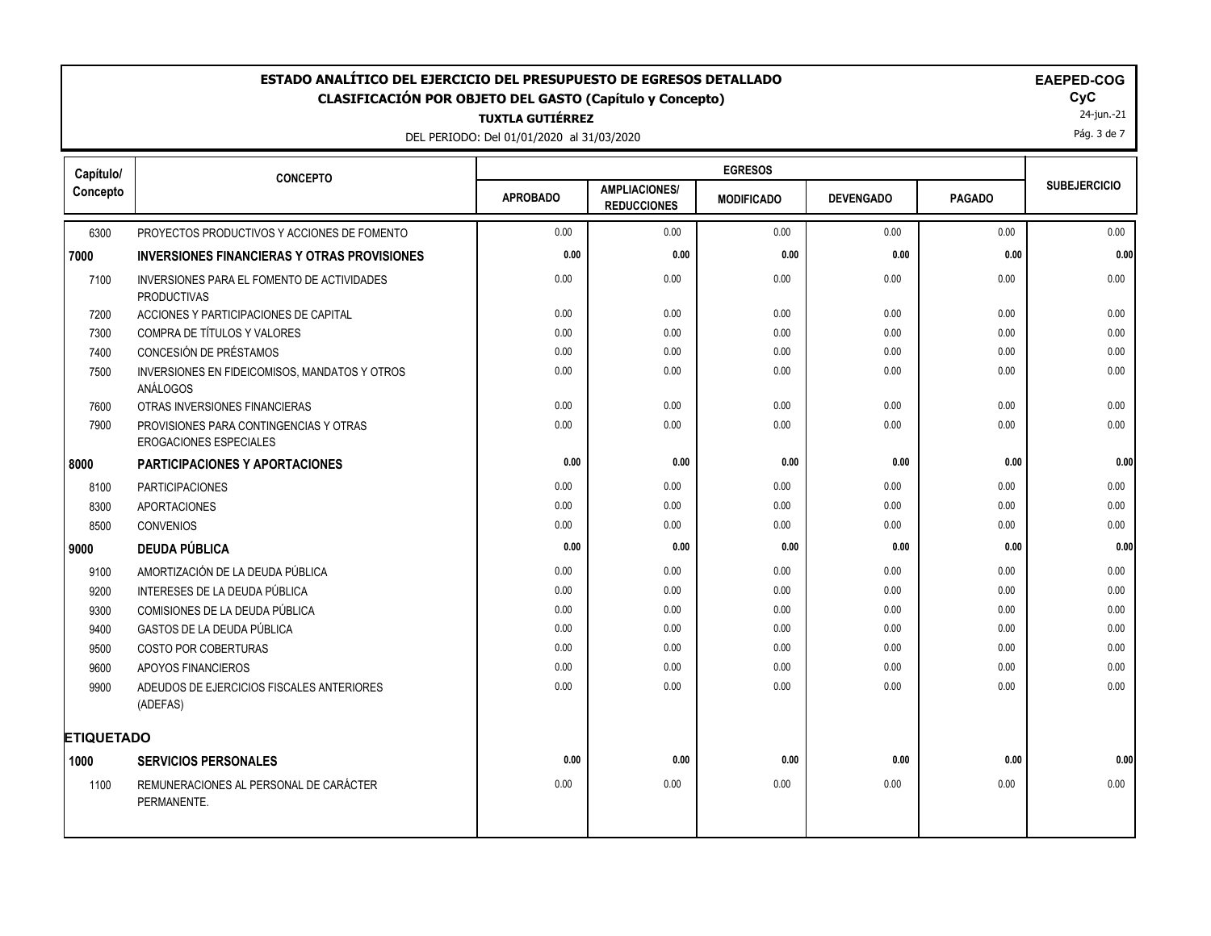# ESTADO ANALÍTICO DEL EJERCICIO DEL PRESUPUESTO DE EGRESOS DETALLADO

## CLASIFICACIÓN POR OBJETO DEL GASTO (Capítulo y Concepto)

**TUXTLA GUTIÉRREZ**

DEL PERIODO: Del 01/01/2020 al 31/03/2020

**EAEPED-COG**
**CyC**
24-jun.-21

| Capítulo/ Concepto | CONCEPTO | EGRESOS | | | | | SUBEJERCICIO |
|---|---|---|---|---|---|---|---|
| | | APROBADO | AMPLIACIONES/ REDUCCIONES | MODIFICADO | DEVENGADO | PAGADO | |
| 6300 | PROYECTOS PRODUCTIVOS Y ACCIONES DE FOMENTO | 0.00 | 0.00 | 0.00 | 0.00 | 0.00 | 0.00 |
| **7000** | **INVERSIONES FINANCIERAS Y OTRAS PROVISIONES** | **0.00** | **0.00** | **0.00** | **0.00** | **0.00** | **0.00** |
| 7100 | INVERSIONES PARA EL FOMENTO DE ACTIVIDADES PRODUCTIVAS | 0.00 | 0.00 | 0.00 | 0.00 | 0.00 | 0.00 |
| 7200 | ACCIONES Y PARTICIPACIONES DE CAPITAL | 0.00 | 0.00 | 0.00 | 0.00 | 0.00 | 0.00 |
| 7300 | COMPRA DE TÍTULOS Y VALORES | 0.00 | 0.00 | 0.00 | 0.00 | 0.00 | 0.00 |
| 7400 | CONCESIÓN DE PRÉSTAMOS | 0.00 | 0.00 | 0.00 | 0.00 | 0.00 | 0.00 |
| 7500 | INVERSIONES EN FIDEICOMISOS, MANDATOS Y OTROS ANÁLOGOS | 0.00 | 0.00 | 0.00 | 0.00 | 0.00 | 0.00 |
| 7600 | OTRAS INVERSIONES FINANCIERAS | 0.00 | 0.00 | 0.00 | 0.00 | 0.00 | 0.00 |
| 7900 | PROVISIONES PARA CONTINGENCIAS Y OTRAS EROGACIONES ESPECIALES | 0.00 | 0.00 | 0.00 | 0.00 | 0.00 | 0.00 |
| **8000** | **PARTICIPACIONES Y APORTACIONES** | **0.00** | **0.00** | **0.00** | **0.00** | **0.00** | **0.00** |
| 8100 | PARTICIPACIONES | 0.00 | 0.00 | 0.00 | 0.00 | 0.00 | 0.00 |
| 8300 | APORTACIONES | 0.00 | 0.00 | 0.00 | 0.00 | 0.00 | 0.00 |
| 8500 | CONVENIOS | 0.00 | 0.00 | 0.00 | 0.00 | 0.00 | 0.00 |
| **9000** | **DEUDA PÚBLICA** | **0.00** | **0.00** | **0.00** | **0.00** | **0.00** | **0.00** |
| 9100 | AMORTIZACIÓN DE LA DEUDA PÚBLICA | 0.00 | 0.00 | 0.00 | 0.00 | 0.00 | 0.00 |
| 9200 | INTERESES DE LA DEUDA PÚBLICA | 0.00 | 0.00 | 0.00 | 0.00 | 0.00 | 0.00 |
| 9300 | COMISIONES DE LA DEUDA PÚBLICA | 0.00 | 0.00 | 0.00 | 0.00 | 0.00 | 0.00 |
| 9400 | GASTOS DE LA DEUDA PÚBLICA | 0.00 | 0.00 | 0.00 | 0.00 | 0.00 | 0.00 |
| 9500 | COSTO POR COBERTURAS | 0.00 | 0.00 | 0.00 | 0.00 | 0.00 | 0.00 |
| 9600 | APOYOS FINANCIEROS | 0.00 | 0.00 | 0.00 | 0.00 | 0.00 | 0.00 |
| 9900 | ADEUDOS DE EJERCICIOS FISCALES ANTERIORES (ADEFAS) | 0.00 | 0.00 | 0.00 | 0.00 | 0.00 | 0.00 |
| **ETIQUETADO** | | | | | | | |
| **1000** | **SERVICIOS PERSONALES** | **0.00** | **0.00** | **0.00** | **0.00** | **0.00** | **0.00** |
| 1100 | REMUNERACIONES AL PERSONAL DE CARÁCTER PERMANENTE. | 0.00 | 0.00 | 0.00 | 0.00 | 0.00 | 0.00 |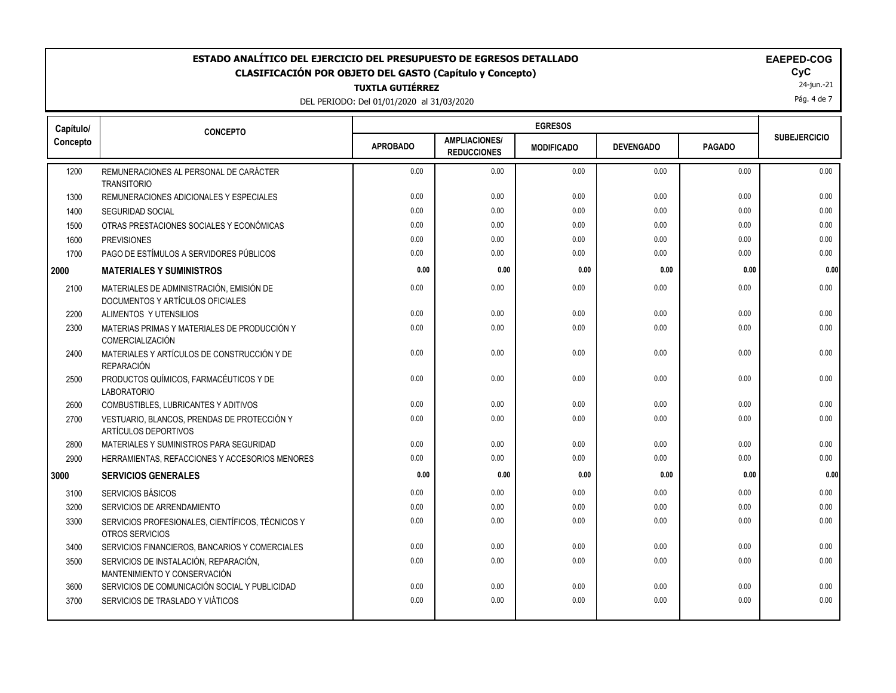# ESTADO ANALÍTICO DEL EJERCICIO DEL PRESUPUESTO DE EGRESOS DETALLADO

## CLASIFICACIÓN POR OBJETO DEL GASTO (Capítulo y Concepto)

**TUXTLA GUTIÉRREZ**

DEL PERIODO: Del 01/01/2020 al 31/03/2020

**EAPED-COG**
**CyC**
24-jun.-21

| Capítulo/ Concepto | CONCEPTO | EGRESOS | | | | | SUBEJERCICIO |
|---|---|---|---|---|---|---|---|
| | | APROBADO | AMPLIACIONES/ REDUCCIONES | MODIFICADO | DEVENGADO | PAGADO | |
| 1200 | REMUNERACIONES AL PERSONAL DE CARÁCTER TRANSITORIO | 0.00 | 0.00 | 0.00 | 0.00 | 0.00 | 0.00 |
| 1300 | REMUNERACIONES ADICIONALES Y ESPECIALES | 0.00 | 0.00 | 0.00 | 0.00 | 0.00 | 0.00 |
| 1400 | SEGURIDAD SOCIAL | 0.00 | 0.00 | 0.00 | 0.00 | 0.00 | 0.00 |
| 1500 | OTRAS PRESTACIONES SOCIALES Y ECONÓMICAS | 0.00 | 0.00 | 0.00 | 0.00 | 0.00 | 0.00 |
| 1600 | PREVISIONES | 0.00 | 0.00 | 0.00 | 0.00 | 0.00 | 0.00 |
| 1700 | PAGO DE ESTÍMULOS A SERVIDORES PÚBLICOS | 0.00 | 0.00 | 0.00 | 0.00 | 0.00 | 0.00 |
| **2000** | **MATERIALES Y SUMINISTROS** | **0.00** | **0.00** | **0.00** | **0.00** | **0.00** | **0.00** |
| 2100 | MATERIALES DE ADMINISTRACIÓN, EMISIÓN DE DOCUMENTOS Y ARTÍCULOS OFICIALES | 0.00 | 0.00 | 0.00 | 0.00 | 0.00 | 0.00 |
| 2200 | ALIMENTOS Y UTENSILIOS | 0.00 | 0.00 | 0.00 | 0.00 | 0.00 | 0.00 |
| 2300 | MATERIAS PRIMAS Y MATERIALES DE PRODUCCIÓN Y COMERCIALIZACIÓN | 0.00 | 0.00 | 0.00 | 0.00 | 0.00 | 0.00 |
| 2400 | MATERIALES Y ARTÍCULOS DE CONSTRUCCIÓN Y DE REPARACIÓN | 0.00 | 0.00 | 0.00 | 0.00 | 0.00 | 0.00 |
| 2500 | PRODUCTOS QUÍMICOS, FARMACÉUTICOS Y DE LABORATORIO | 0.00 | 0.00 | 0.00 | 0.00 | 0.00 | 0.00 |
| 2600 | COMBUSTIBLES, LUBRICANTES Y ADITIVOS | 0.00 | 0.00 | 0.00 | 0.00 | 0.00 | 0.00 |
| 2700 | VESTUARIO, BLANCOS, PRENDAS DE PROTECCIÓN Y ARTÍCULOS DEPORTIVOS | 0.00 | 0.00 | 0.00 | 0.00 | 0.00 | 0.00 |
| 2800 | MATERIALES Y SUMINISTROS PARA SEGURIDAD | 0.00 | 0.00 | 0.00 | 0.00 | 0.00 | 0.00 |
| 2900 | HERRAMIENTAS, REFACCIONES Y ACCESORIOS MENORES | 0.00 | 0.00 | 0.00 | 0.00 | 0.00 | 0.00 |
| **3000** | **SERVICIOS GENERALES** | **0.00** | **0.00** | **0.00** | **0.00** | **0.00** | **0.00** |
| 3100 | SERVICIOS BÁSICOS | 0.00 | 0.00 | 0.00 | 0.00 | 0.00 | 0.00 |
| 3200 | SERVICIOS DE ARRENDAMIENTO | 0.00 | 0.00 | 0.00 | 0.00 | 0.00 | 0.00 |
| 3300 | SERVICIOS PROFESIONALES, CIENTÍFICOS, TÉCNICOS Y OTROS SERVICIOS | 0.00 | 0.00 | 0.00 | 0.00 | 0.00 | 0.00 |
| 3400 | SERVICIOS FINANCIEROS, BANCARIOS Y COMERCIALES | 0.00 | 0.00 | 0.00 | 0.00 | 0.00 | 0.00 |
| 3500 | SERVICIOS DE INSTALACIÓN, REPARACIÓN, MANTENIMIENTO Y CONSERVACIÓN | 0.00 | 0.00 | 0.00 | 0.00 | 0.00 | 0.00 |
| 3600 | SERVICIOS DE COMUNICACIÓN SOCIAL Y PUBLICIDAD | 0.00 | 0.00 | 0.00 | 0.00 | 0.00 | 0.00 |
| 3700 | SERVICIOS DE TRASLADO Y VIÁTICOS | 0.00 | 0.00 | 0.00 | 0.00 | 0.00 | 0.00 |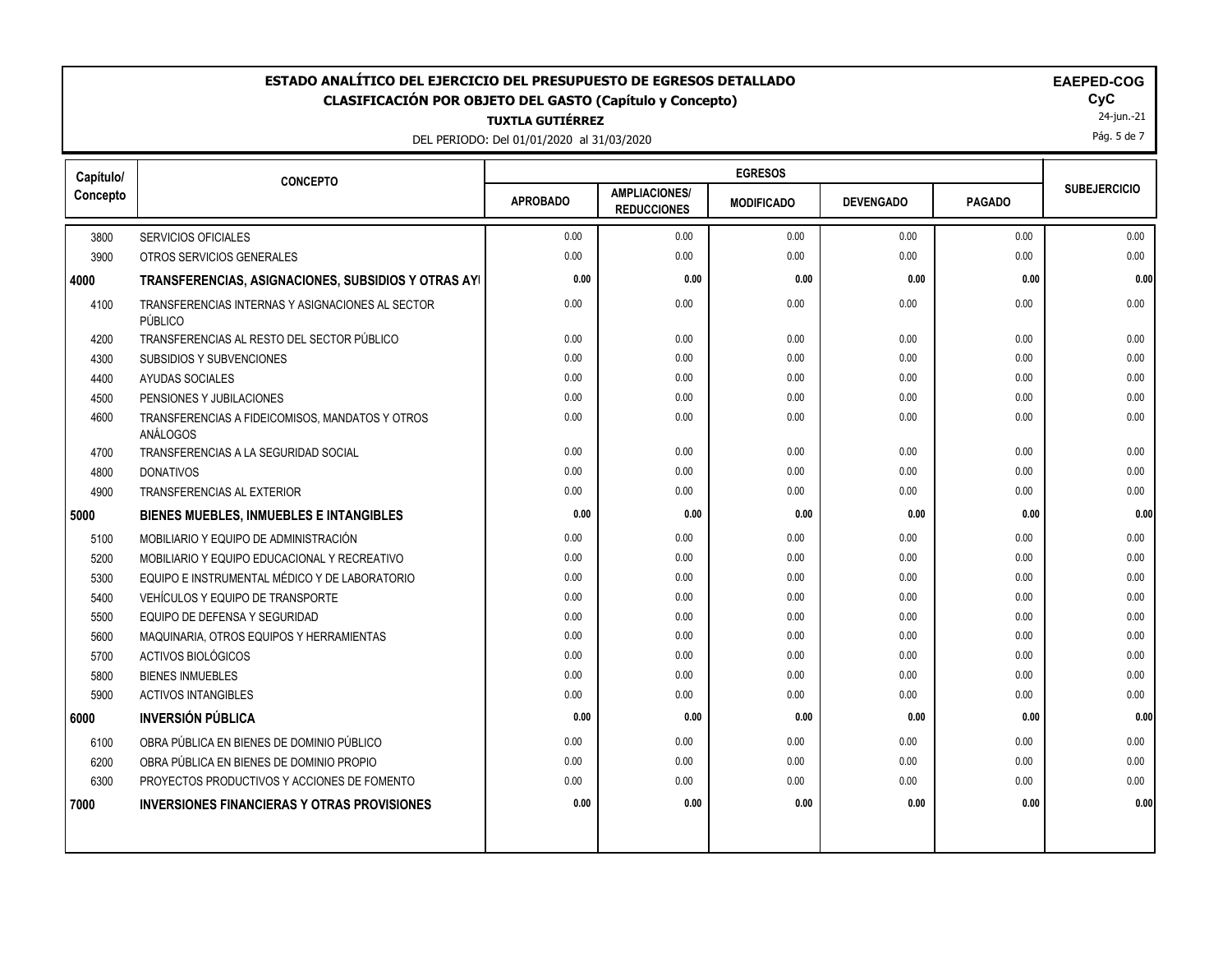# ESTADO ANALÍTICO DEL EJERCICIO DEL PRESUPUESTO DE EGRESOS DETALLADO

## CLASIFICACIÓN POR OBJETO DEL GASTO (Capítulo y Concepto)

**TUXTLA GUTIÉRREZ**

DEL PERIODO: Del 01/01/2020 al 31/03/2020

**EAPED-COG**
**CyC**
24-jun.-21

| Capítulo/ Concepto | CONCEPTO | EGRESOS | | | | | SUBEJERCICIO |
|---|---|---|---|---|---|---|---|
| | | APROBADO | AMPLIACIONES/ REDUCCIONES | MODIFICADO | DEVENGADO | PAGADO | |
| 3800 | SERVICIOS OFICIALES | 0.00 | 0.00 | 0.00 | 0.00 | 0.00 | 0.00 |
| 3900 | OTROS SERVICIOS GENERALES | 0.00 | 0.00 | 0.00 | 0.00 | 0.00 | 0.00 |
| **4000** | **TRANSFERENCIAS, ASIGNACIONES, SUBSIDIOS Y OTRAS AY** | **0.00** | **0.00** | **0.00** | **0.00** | **0.00** | **0.00** |
| 4100 | TRANSFERENCIAS INTERNAS Y ASIGNACIONES AL SECTOR PÚBLICO | 0.00 | 0.00 | 0.00 | 0.00 | 0.00 | 0.00 |
| 4200 | TRANSFERENCIAS AL RESTO DEL SECTOR PÚBLICO | 0.00 | 0.00 | 0.00 | 0.00 | 0.00 | 0.00 |
| 4300 | SUBSIDIOS Y SUBVENCIONES | 0.00 | 0.00 | 0.00 | 0.00 | 0.00 | 0.00 |
| 4400 | AYUDAS SOCIALES | 0.00 | 0.00 | 0.00 | 0.00 | 0.00 | 0.00 |
| 4500 | PENSIONES Y JUBILACIONES | 0.00 | 0.00 | 0.00 | 0.00 | 0.00 | 0.00 |
| 4600 | TRANSFERENCIAS A FIDEICOMISOS, MANDATOS Y OTROS ANÁLOGOS | 0.00 | 0.00 | 0.00 | 0.00 | 0.00 | 0.00 |
| 4700 | TRANSFERENCIAS A LA SEGURIDAD SOCIAL | 0.00 | 0.00 | 0.00 | 0.00 | 0.00 | 0.00 |
| 4800 | DONATIVOS | 0.00 | 0.00 | 0.00 | 0.00 | 0.00 | 0.00 |
| 4900 | TRANSFERENCIAS AL EXTERIOR | 0.00 | 0.00 | 0.00 | 0.00 | 0.00 | 0.00 |
| **5000** | **BIENES MUEBLES, INMUEBLES E INTANGIBLES** | **0.00** | **0.00** | **0.00** | **0.00** | **0.00** | **0.00** |
| 5100 | MOBILIARIO Y EQUIPO DE ADMINISTRACIÓN | 0.00 | 0.00 | 0.00 | 0.00 | 0.00 | 0.00 |
| 5200 | MOBILIARIO Y EQUIPO EDUCACIONAL Y RECREATIVO | 0.00 | 0.00 | 0.00 | 0.00 | 0.00 | 0.00 |
| 5300 | EQUIPO E INSTRUMENTAL MÉDICO Y DE LABORATORIO | 0.00 | 0.00 | 0.00 | 0.00 | 0.00 | 0.00 |
| 5400 | VEHÍCULOS Y EQUIPO DE TRANSPORTE | 0.00 | 0.00 | 0.00 | 0.00 | 0.00 | 0.00 |
| 5500 | EQUIPO DE DEFENSA Y SEGURIDAD | 0.00 | 0.00 | 0.00 | 0.00 | 0.00 | 0.00 |
| 5600 | MAQUINARIA, OTROS EQUIPOS Y HERRAMIENTAS | 0.00 | 0.00 | 0.00 | 0.00 | 0.00 | 0.00 |
| 5700 | ACTIVOS BIOLÓGICOS | 0.00 | 0.00 | 0.00 | 0.00 | 0.00 | 0.00 |
| 5800 | BIENES INMUEBLES | 0.00 | 0.00 | 0.00 | 0.00 | 0.00 | 0.00 |
| 5900 | ACTIVOS INTANGIBLES | 0.00 | 0.00 | 0.00 | 0.00 | 0.00 | 0.00 |
| **6000** | **INVERSIÓN PÚBLICA** | **0.00** | **0.00** | **0.00** | **0.00** | **0.00** | **0.00** |
| 6100 | OBRA PÚBLICA EN BIENES DE DOMINIO PÚBLICO | 0.00 | 0.00 | 0.00 | 0.00 | 0.00 | 0.00 |
| 6200 | OBRA PÚBLICA EN BIENES DE DOMINIO PROPIO | 0.00 | 0.00 | 0.00 | 0.00 | 0.00 | 0.00 |
| 6300 | PROYECTOS PRODUCTIVOS Y ACCIONES DE FOMENTO | 0.00 | 0.00 | 0.00 | 0.00 | 0.00 | 0.00 |
| **7000** | **INVERSIONES FINANCIERAS Y OTRAS PROVISIONES** | **0.00** | **0.00** | **0.00** | **0.00** | **0.00** | **0.00** |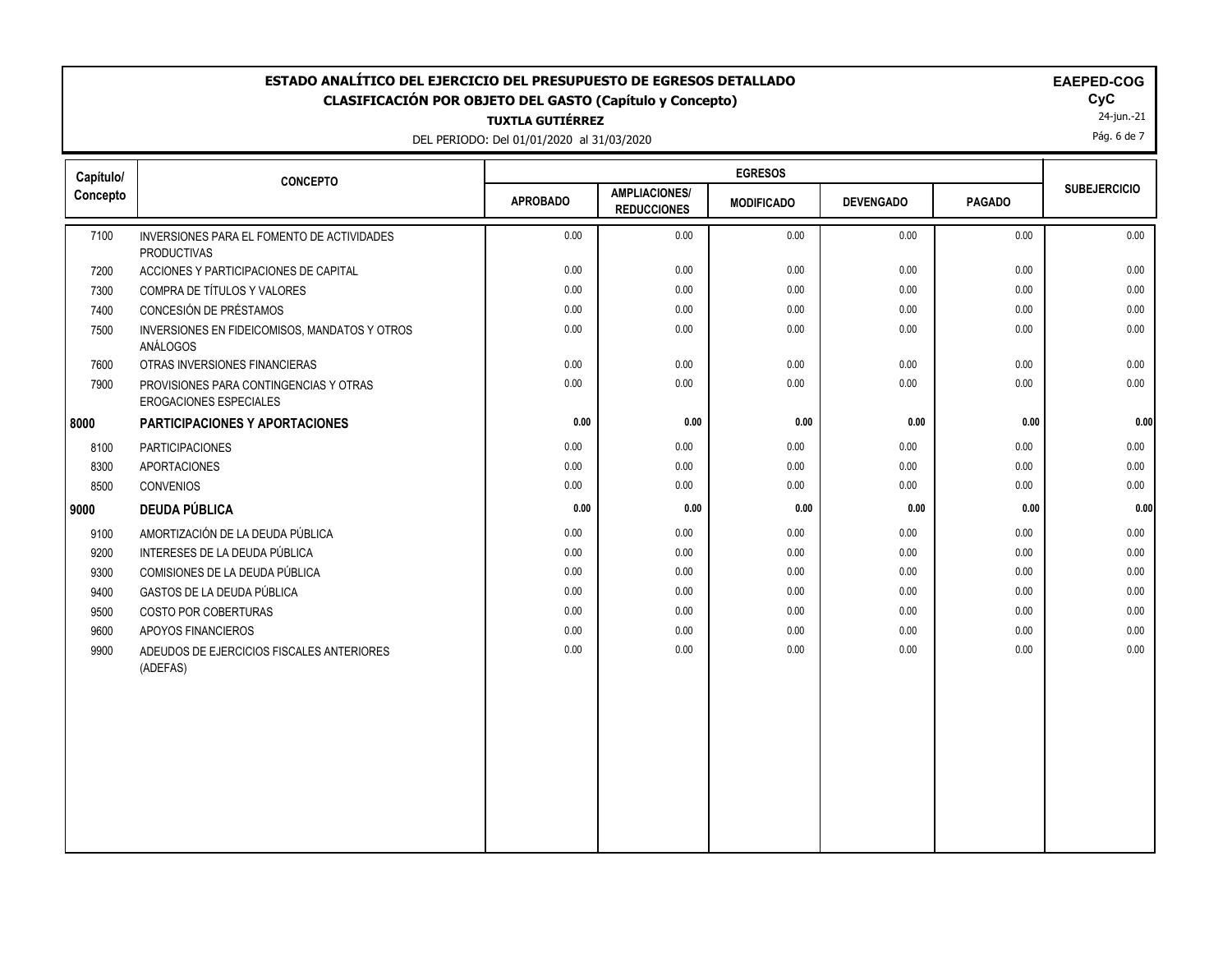# ESTADO ANALÍTICO DEL EJERCICIO DEL PRESUPUESTO DE EGRESOS DETALLADO

## CLASIFICACIÓN POR OBJETO DEL GASTO (Capítulo y Concepto)

**TUXTLA GUTIÉRREZ**

DEL PERIODO: Del 01/01/2020 al 31/03/2020

**EAEPED-COG**
**CyC**
24-jun.-21

| Capítulo/ Concepto | CONCEPTO | EGRESOS | | | | | SUBEJERCICIO |
|---|---|---|---|---|---|---|---|
| | | APROBADO | AMPLIACIONES/ REDUCCIONES | MODIFICADO | DEVENGADO | PAGADO | |
| 7100 | INVERSIONES PARA EL FOMENTO DE ACTIVIDADES PRODUCTIVAS | 0.00 | 0.00 | 0.00 | 0.00 | 0.00 | 0.00 |
| 7200 | ACCIONES Y PARTICIPACIONES DE CAPITAL | 0.00 | 0.00 | 0.00 | 0.00 | 0.00 | 0.00 |
| 7300 | COMPRA DE TÍTULOS Y VALORES | 0.00 | 0.00 | 0.00 | 0.00 | 0.00 | 0.00 |
| 7400 | CONCESIÓN DE PRÉSTAMOS | 0.00 | 0.00 | 0.00 | 0.00 | 0.00 | 0.00 |
| 7500 | INVERSIONES EN FIDEICOMISOS, MANDATOS Y OTROS ANÁLOGOS | 0.00 | 0.00 | 0.00 | 0.00 | 0.00 | 0.00 |
| 7600 | OTRAS INVERSIONES FINANCIERAS | 0.00 | 0.00 | 0.00 | 0.00 | 0.00 | 0.00 |
| 7900 | PROVISIONES PARA CONTINGENCIAS Y OTRAS EROGACIONES ESPECIALES | 0.00 | 0.00 | 0.00 | 0.00 | 0.00 | 0.00 |
| **8000** | **PARTICIPACIONES Y APORTACIONES** | **0.00** | **0.00** | **0.00** | **0.00** | **0.00** | **0.00** |
| 8100 | PARTICIPACIONES | 0.00 | 0.00 | 0.00 | 0.00 | 0.00 | 0.00 |
| 8300 | APORTACIONES | 0.00 | 0.00 | 0.00 | 0.00 | 0.00 | 0.00 |
| 8500 | CONVENIOS | 0.00 | 0.00 | 0.00 | 0.00 | 0.00 | 0.00 |
| **9000** | **DEUDA PÚBLICA** | **0.00** | **0.00** | **0.00** | **0.00** | **0.00** | **0.00** |
| 9100 | AMORTIZACIÓN DE LA DEUDA PÚBLICA | 0.00 | 0.00 | 0.00 | 0.00 | 0.00 | 0.00 |
| 9200 | INTERESES DE LA DEUDA PÚBLICA | 0.00 | 0.00 | 0.00 | 0.00 | 0.00 | 0.00 |
| 9300 | COMISIONES DE LA DEUDA PÚBLICA | 0.00 | 0.00 | 0.00 | 0.00 | 0.00 | 0.00 |
| 9400 | GASTOS DE LA DEUDA PÚBLICA | 0.00 | 0.00 | 0.00 | 0.00 | 0.00 | 0.00 |
| 9500 | COSTO POR COBERTURAS | 0.00 | 0.00 | 0.00 | 0.00 | 0.00 | 0.00 |
| 9600 | APOYOS FINANCIEROS | 0.00 | 0.00 | 0.00 | 0.00 | 0.00 | 0.00 |
| 9900 | ADEUDOS DE EJERCICIOS FISCALES ANTERIORES (ADEFAS) | 0.00 | 0.00 | 0.00 | 0.00 | 0.00 | 0.00 |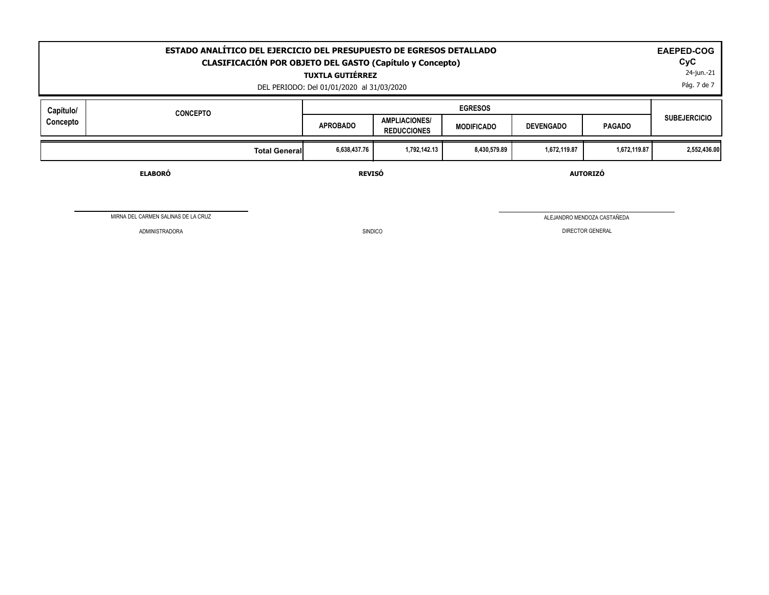# ESTADO ANALÍTICO DEL EJERCICIO DEL PRESUPUESTO DE EGRESOS DETALLADO

## CLASIFICACIÓN POR OBJETO DEL GASTO (Capítulo y Concepto)

**TUXTLA GUTIÉRREZ**

DEL PERIODO: Del 01/01/2020 al 31/03/2020

**EAEPED-COG**
**CyC**
24-jun.-21

| Capítulo/ Concepto | CONCEPTO | EGRESOS | | | | | SUBEJERCICIO |
|---|---|---|---|---|---|---|---|
| | | APROBADO | AMPLIACIONES/ REDUCCIONES | MODIFICADO | DEVENGADO | PAGADO | |
| | **Total General** | 6,638,437.76 | 1,792,142.13 | 8,430,579.89 | 1,672,119.87 | 1,672,119.87 | 2,552,436.00 |

| ELABORÓ | REVISÓ | AUTORIZÓ |
|---|---|---|
| MIRNA DEL CARMEN SALINAS DE LA CRUZ | | ALEJANDRO MENDOZA CASTAÑEDA |
| ADMINISTRADORA | SINDICO | DIRECTOR GENERAL |